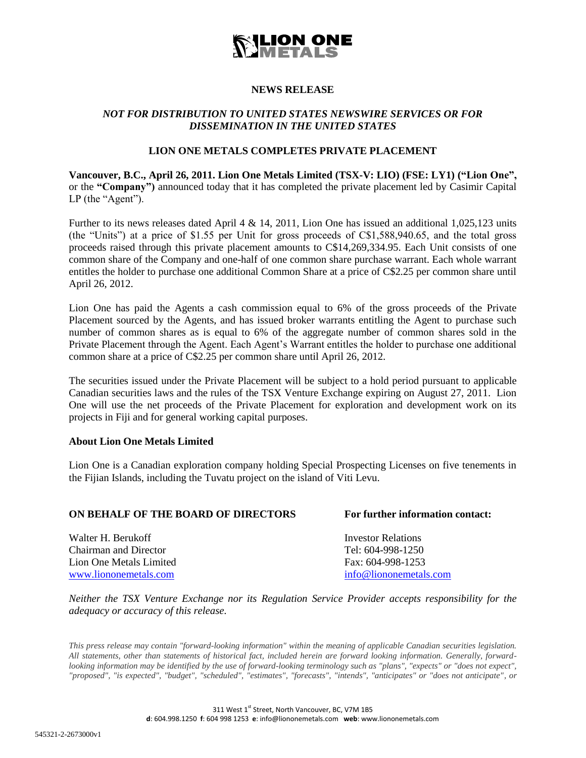# NEWS RELEASE

***NOT FOR DISTRIBUTION TO UNITED STATES NEWSWIRE SERVICES OR FOR DISSEMINATION IN THE UNITED STATES***

## LION ONE METALS COMPLETES PRIVATE PLACEMENT

**Vancouver, B.C., April 26, 2011. Lion One Metals Limited (TSX-V: LIO) (FSE: LY1) ("Lion One",** or the **"Company")** announced today that it has completed the private placement led by Casimir Capital LP (the "Agent").

Further to its news releases dated April 4 & 14, 2011, Lion One has issued an additional 1,025,123 units (the "Units") at a price of $1.55 per Unit for gross proceeds of C$1,588,940.65, and the total gross proceeds raised through this private placement amounts to C$14,269,334.95. Each Unit consists of one common share of the Company and one-half of one common share purchase warrant. Each whole warrant entitles the holder to purchase one additional Common Share at a price of C$2.25 per common share until April 26, 2012.

Lion One has paid the Agents a cash commission equal to 6% of the gross proceeds of the Private Placement sourced by the Agents, and has issued broker warrants entitling the Agent to purchase such number of common shares as is equal to 6% of the aggregate number of common shares sold in the Private Placement through the Agent. Each Agent's Warrant entitles the holder to purchase one additional common share at a price of C$2.25 per common share until April 26, 2012.

The securities issued under the Private Placement will be subject to a hold period pursuant to applicable Canadian securities laws and the rules of the TSX Venture Exchange expiring on August 27, 2011. Lion One will use the net proceeds of the Private Placement for exploration and development work on its projects in Fiji and for general working capital purposes.

### About Lion One Metals Limited

Lion One is a Canadian exploration company holding Special Prospecting Licenses on five tenements in the Fijian Islands, including the Tuvatu project on the island of Viti Levu.

**ON BEHALF OF THE BOARD OF DIRECTORS**

Walter H. Berukoff
Chairman and Director
Lion One Metals Limited
www.liononemetals.com

**For further information contact:**

Investor Relations
Tel: 604-998-1250
Fax: 604-998-1253
info@liononemetals.com

*Neither the TSX Venture Exchange nor its Regulation Service Provider accepts responsibility for the adequacy or accuracy of this release.*

*This press release may contain "forward-looking information" within the meaning of applicable Canadian securities legislation. All statements, other than statements of historical fact, included herein are forward looking information. Generally, forward-looking information may be identified by the use of forward-looking terminology such as "plans", "expects" or "does not expect", "proposed", "is expected", "budget", "scheduled", "estimates", "forecasts", "intends", "anticipates" or "does not anticipate", or*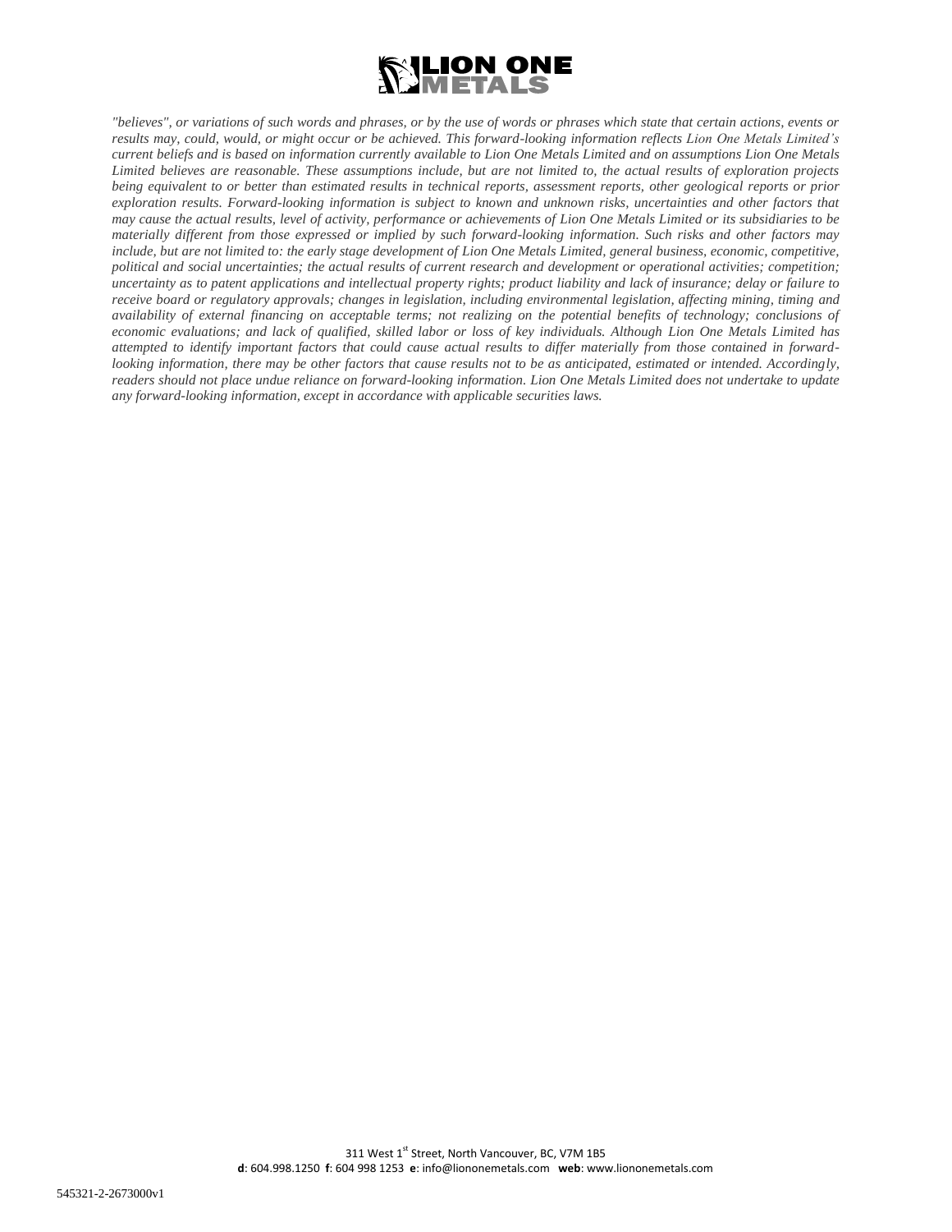*"believes", or variations of such words and phrases, or by the use of words or phrases which state that certain actions, events or results may, could, would, or might occur or be achieved. This forward-looking information reflects Lion One Metals Limited's current beliefs and is based on information currently available to Lion One Metals Limited and on assumptions Lion One Metals Limited believes are reasonable. These assumptions include, but are not limited to, the actual results of exploration projects being equivalent to or better than estimated results in technical reports, assessment reports, other geological reports or prior exploration results. Forward-looking information is subject to known and unknown risks, uncertainties and other factors that may cause the actual results, level of activity, performance or achievements of Lion One Metals Limited or its subsidiaries to be materially different from those expressed or implied by such forward-looking information. Such risks and other factors may include, but are not limited to: the early stage development of Lion One Metals Limited, general business, economic, competitive, political and social uncertainties; the actual results of current research and development or operational activities; competition; uncertainty as to patent applications and intellectual property rights; product liability and lack of insurance; delay or failure to receive board or regulatory approvals; changes in legislation, including environmental legislation, affecting mining, timing and availability of external financing on acceptable terms; not realizing on the potential benefits of technology; conclusions of economic evaluations; and lack of qualified, skilled labor or loss of key individuals. Although Lion One Metals Limited has attempted to identify important factors that could cause actual results to differ materially from those contained in forward-looking information, there may be other factors that cause results not to be as anticipated, estimated or intended. Accordingly, readers should not place undue reliance on forward-looking information. Lion One Metals Limited does not undertake to update any forward-looking information, except in accordance with applicable securities laws.*

311 West 1st Street, North Vancouver, BC, V7M 1B5

**d**: 604.998.1250 **f**: 604 998 1253 **e**: info@liononemetals.com **web**: www.liononemetals.com

545321-2-2673000v1